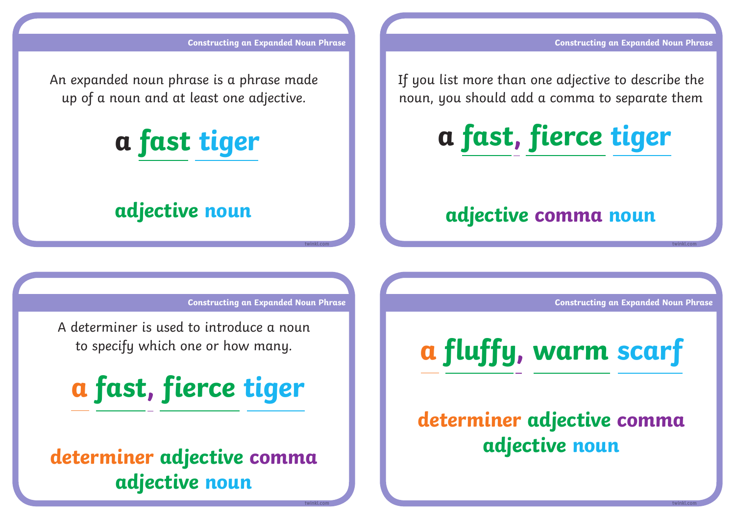## Constructing an Expanded Noun Phrase

An expanded noun phrase is a phrase made up of a noun and at least one adjective.

**a fast tiger**

**adjective noun**

## Constructing an Expanded Noun Phrase

If you list more than one adjective to describe the noun, you should add a comma to separate them

**a fast, fierce tiger**

**adjective comma noun**

## Constructing an Expanded Noun Phrase

A determiner is used to introduce a noun to specify which one or how many.

**a fast, fierce tiger**

**determiner adjective comma adjective noun**

## Constructing an Expanded Noun Phrase

**a fluffy, warm scarf**

**determiner adjective comma adjective noun**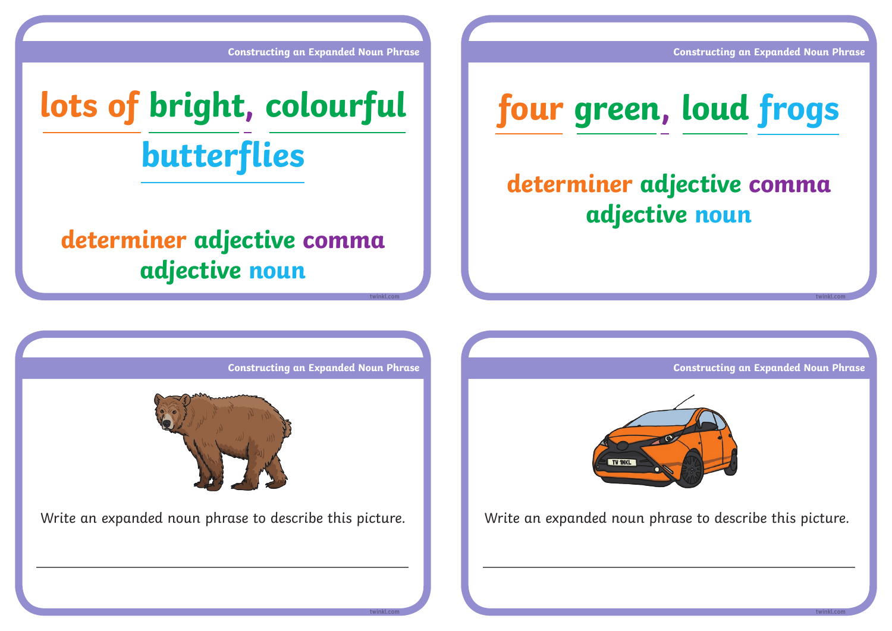## Constructing an Expanded Noun Phrase

lots of bright, colourful butterflies

determiner adjective comma adjective noun

## Constructing an Expanded Noun Phrase

four green, loud frogs

determiner adjective comma adjective noun

## Constructing an Expanded Noun Phrase

Write an expanded noun phrase to describe this picture.

___

## Constructing an Expanded Noun Phrase

Write an expanded noun phrase to describe this picture.

___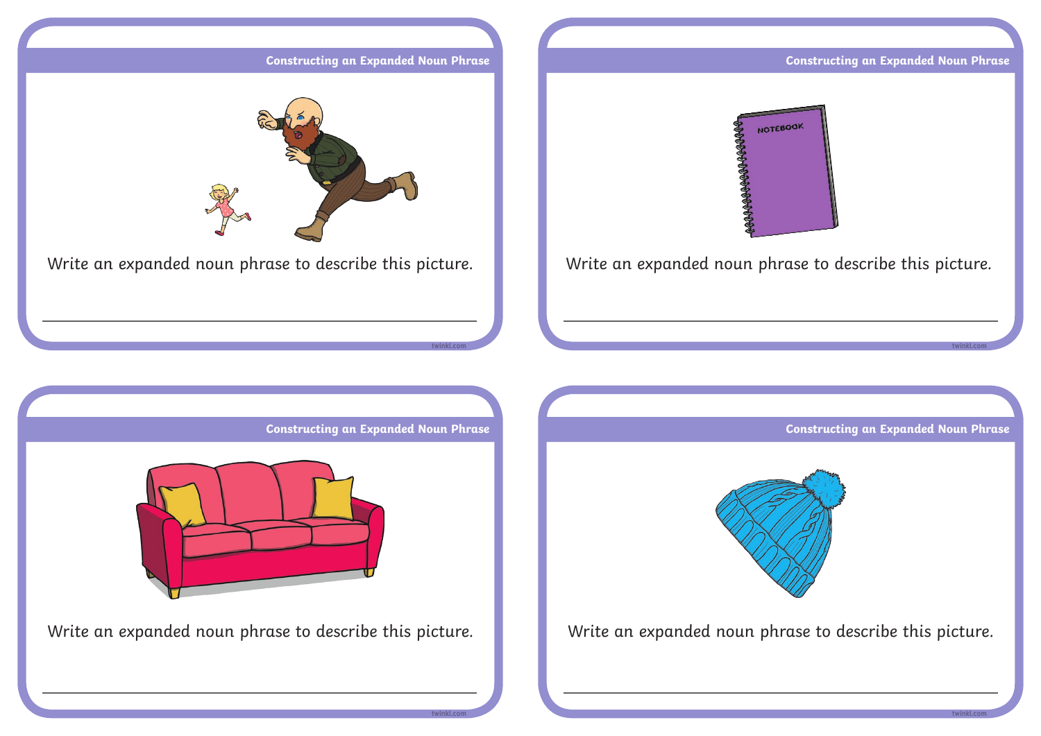## Constructing an Expanded Noun Phrase

Write an expanded noun phrase to describe this picture.

---

## Constructing an Expanded Noun Phrase

Write an expanded noun phrase to describe this picture.

---

## Constructing an Expanded Noun Phrase

Write an expanded noun phrase to describe this picture.

---

## Constructing an Expanded Noun Phrase

Write an expanded noun phrase to describe this picture.

---